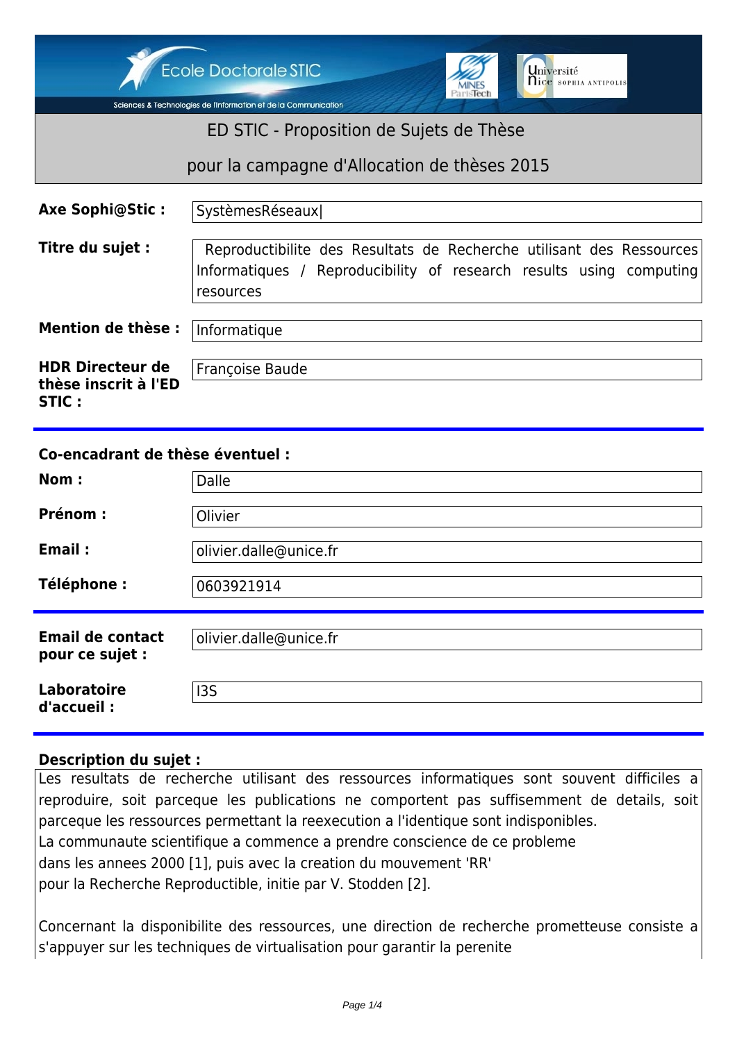Ecole Doctorale STIC

Sciences & Technologies de l'Information et de la Communication

# ED STIC - Proposition de Sujets de Thèse

# pour la campagne d'Allocation de thèses 2015

**Axe Sophi@Stic :** SystèmesRéseaux|

**Titre du sujet :** Reproductibilite des Resultats de Recherche utilisant des Ressources Informatiques / Reproducibility of research results using computing resources

**Mention de thèse :** Informatique

**HDR Directeur de thèse inscrit à l'ED STIC :** Françoise Baude

---

**Co-encadrant de thèse éventuel :**

**Nom :** Dalle

**Prénom :** Olivier

**Email :** olivier.dalle@unice.fr

**Téléphone :** 0603921914

---

**Email de contact pour ce sujet :** olivier.dalle@unice.fr

**Laboratoire d'accueil :** I3S

---

**Description du sujet :**

Les resultats de recherche utilisant des ressources informatiques sont souvent difficiles a reproduire, soit parceque les publications ne comportent pas suffisemment de details, soit parceque les ressources permettant la reexecution a l'identique sont indisponibles.
La communaute scientifique a commence a prendre conscience de ce probleme
dans les annees 2000 [1], puis avec la creation du mouvement 'RR'
pour la Recherche Reproductible, initie par V. Stodden [2].

Concernant la disponibilite des ressources, une direction de recherche prometteuse consiste a s'appuyer sur les techniques de virtualisation pour garantir la perenite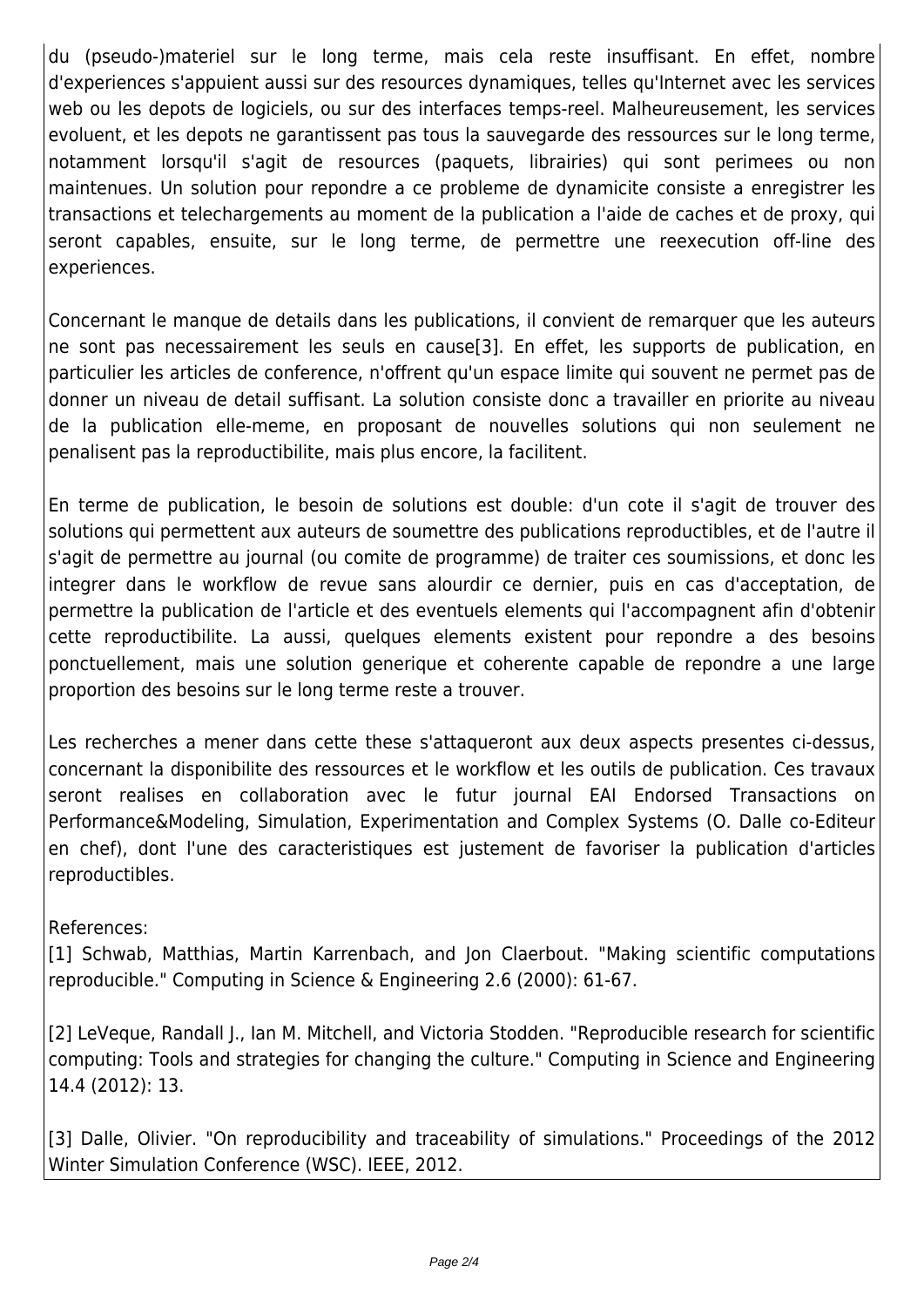du (pseudo-)materiel sur le long terme, mais cela reste insuffisant. En effet, nombre d'experiences s'appuient aussi sur des resources dynamiques, telles qu'Internet avec les services web ou les depots de logiciels, ou sur des interfaces temps-reel. Malheureusement, les services evoluent, et les depots ne garantissent pas tous la sauvegarde des ressources sur le long terme, notamment lorsqu'il s'agit de resources (paquets, librairies) qui sont perimees ou non maintenues. Un solution pour repondre a ce probleme de dynamicite consiste a enregistrer les transactions et telechargements au moment de la publication a l'aide de caches et de proxy, qui seront capables, ensuite, sur le long terme, de permettre une reexecution off-line des experiences.

Concernant le manque de details dans les publications, il convient de remarquer que les auteurs ne sont pas necessairement les seuls en cause[3]. En effet, les supports de publication, en particulier les articles de conference, n'offrent qu'un espace limite qui souvent ne permet pas de donner un niveau de detail suffisant. La solution consiste donc a travailler en priorite au niveau de la publication elle-meme, en proposant de nouvelles solutions qui non seulement ne penalisent pas la reproductibilite, mais plus encore, la facilitent.

En terme de publication, le besoin de solutions est double: d'un cote il s'agit de trouver des solutions qui permettent aux auteurs de soumettre des publications reproductibles, et de l'autre il s'agit de permettre au journal (ou comite de programme) de traiter ces soumissions, et donc les integrer dans le workflow de revue sans alourdir ce dernier, puis en cas d'acceptation, de permettre la publication de l'article et des eventuels elements qui l'accompagnent afin d'obtenir cette reproductibilite. La aussi, quelques elements existent pour repondre a des besoins ponctuellement, mais une solution generique et coherente capable de repondre a une large proportion des besoins sur le long terme reste a trouver.

Les recherches a mener dans cette these s'attaqueront aux deux aspects presentes ci-dessus, concernant la disponibilite des ressources et le workflow et les outils de publication. Ces travaux seront realises en collaboration avec le futur journal EAI Endorsed Transactions on Performance&Modeling, Simulation, Experimentation and Complex Systems (O. Dalle co-Editeur en chef), dont l'une des caracteristiques est justement de favoriser la publication d'articles reproductibles.

References:
[1] Schwab, Matthias, Martin Karrenbach, and Jon Claerbout. "Making scientific computations reproducible." Computing in Science & Engineering 2.6 (2000): 61-67.

[2] LeVeque, Randall J., Ian M. Mitchell, and Victoria Stodden. "Reproducible research for scientific computing: Tools and strategies for changing the culture." Computing in Science and Engineering 14.4 (2012): 13.

[3] Dalle, Olivier. "On reproducibility and traceability of simulations." Proceedings of the 2012 Winter Simulation Conference (WSC). IEEE, 2012.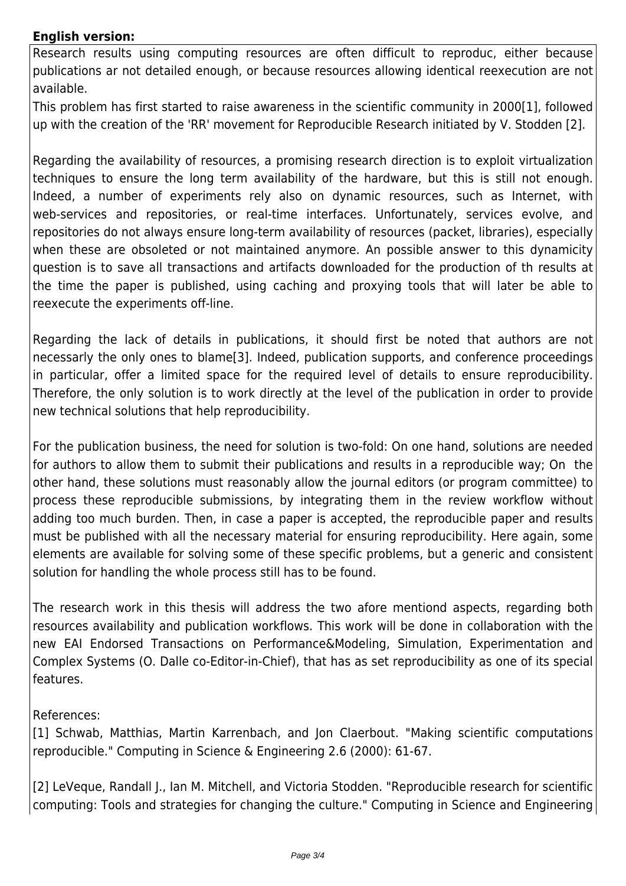**English version:**

Research results using computing resources are often difficult to reproduc, either because publications ar not detailed enough, or because resources allowing identical reexecution are not available.

This problem has first started to raise awareness in the scientific community in 2000[1], followed up with the creation of the 'RR' movement for Reproducible Research initiated by V. Stodden [2].

Regarding the availability of resources, a promising research direction is to exploit virtualization techniques to ensure the long term availability of the hardware, but this is still not enough. Indeed, a number of experiments rely also on dynamic resources, such as Internet, with web-services and repositories, or real-time interfaces. Unfortunately, services evolve, and repositories do not always ensure long-term availability of resources (packet, libraries), especially when these are obsoleted or not maintained anymore. An possible answer to this dynamicity question is to save all transactions and artifacts downloaded for the production of th results at the time the paper is published, using caching and proxying tools that will later be able to reexecute the experiments off-line.

Regarding the lack of details in publications, it should first be noted that authors are not necessarly the only ones to blame[3]. Indeed, publication supports, and conference proceedings in particular, offer a limited space for the required level of details to ensure reproducibility. Therefore, the only solution is to work directly at the level of the publication in order to provide new technical solutions that help reproducibility.

For the publication business, the need for solution is two-fold: On one hand, solutions are needed for authors to allow them to submit their publications and results in a reproducible way; On the other hand, these solutions must reasonably allow the journal editors (or program committee) to process these reproducible submissions, by integrating them in the review workflow without adding too much burden. Then, in case a paper is accepted, the reproducible paper and results must be published with all the necessary material for ensuring reproducibility. Here again, some elements are available for solving some of these specific problems, but a generic and consistent solution for handling the whole process still has to be found.

The research work in this thesis will address the two afore mentiond aspects, regarding both resources availability and publication workflows. This work will be done in collaboration with the new EAI Endorsed Transactions on Performance&Modeling, Simulation, Experimentation and Complex Systems (O. Dalle co-Editor-in-Chief), that has as set reproducibility as one of its special features.

References:

[1] Schwab, Matthias, Martin Karrenbach, and Jon Claerbout. "Making scientific computations reproducible." Computing in Science & Engineering 2.6 (2000): 61-67.

[2] LeVeque, Randall J., Ian M. Mitchell, and Victoria Stodden. "Reproducible research for scientific computing: Tools and strategies for changing the culture." Computing in Science and Engineering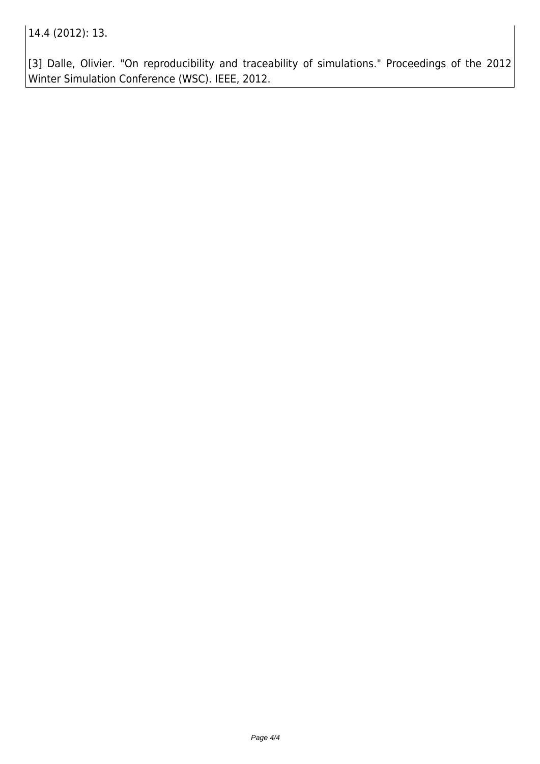14.4 (2012): 13.

[3] Dalle, Olivier. "On reproducibility and traceability of simulations." Proceedings of the 2012 Winter Simulation Conference (WSC). IEEE, 2012.